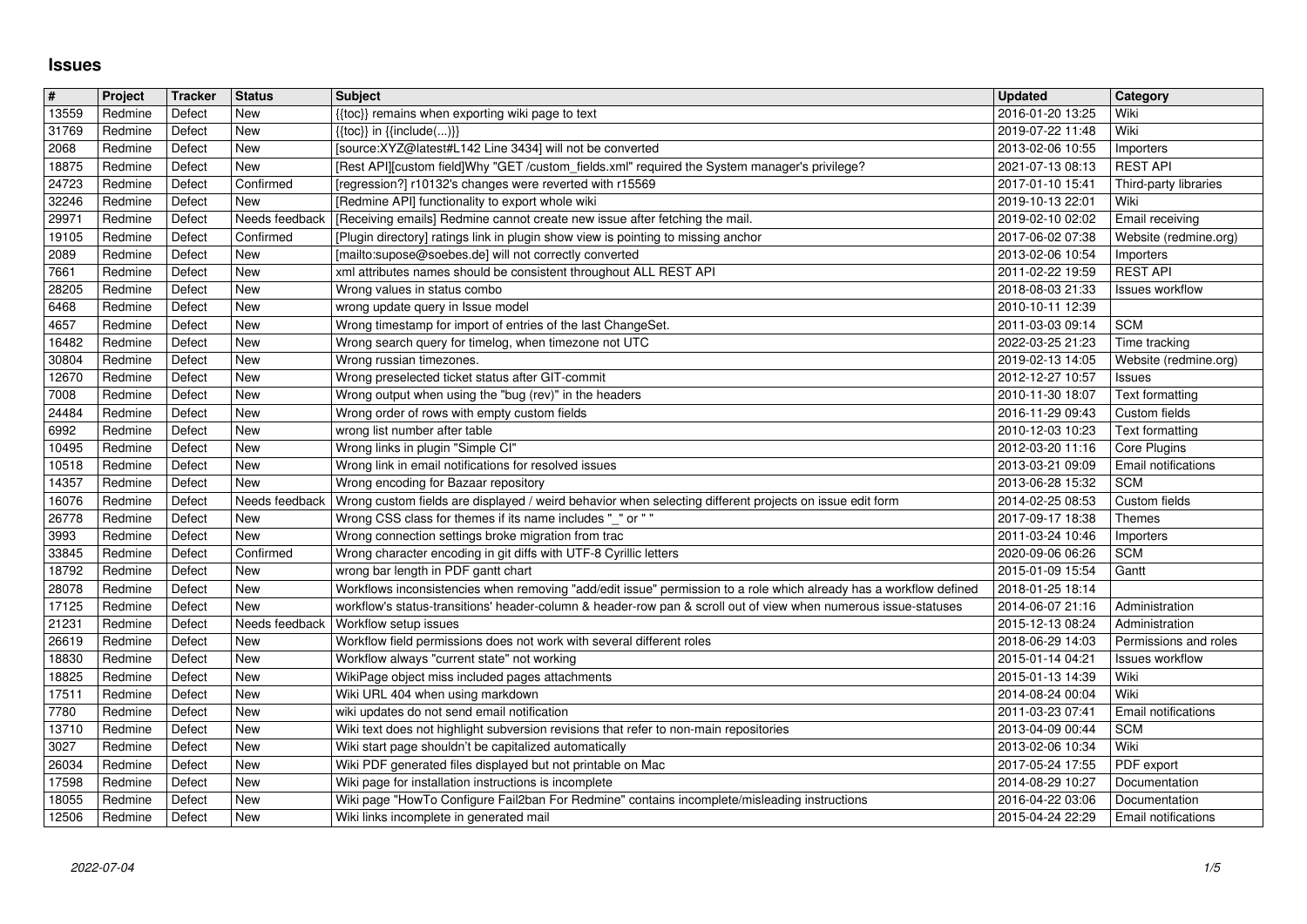# Issues

| # | Project | Tracker | Status | Subject | Updated | Category |
|---|---|---|---|---|---|---|
| 13559 | Redmine | Defect | New | {{toc}} remains when exporting wiki page to text | 2016-01-20 13:25 | Wiki |
| 31769 | Redmine | Defect | New | {{toc}} in {{include(...)}} | 2019-07-22 11:48 | Wiki |
| 2068 | Redmine | Defect | New | [source:XYZ@latest#L142 Line 3434] will not be converted | 2013-02-06 10:55 | Importers |
| 18875 | Redmine | Defect | New | [Rest API][custom field]Why "GET /custom_fields.xml" required the System manager's privilege? | 2021-07-13 08:13 | REST API |
| 24723 | Redmine | Defect | Confirmed | [regression?] r10132's changes were reverted with r15569 | 2017-01-10 15:41 | Third-party libraries |
| 32246 | Redmine | Defect | New | [Redmine API] functionality to export whole wiki | 2019-10-13 22:01 | Wiki |
| 29971 | Redmine | Defect | Needs feedback | [Receiving emails] Redmine cannot create new issue after fetching the mail. | 2019-02-10 02:02 | Email receiving |
| 19105 | Redmine | Defect | Confirmed | [Plugin directory] ratings link in plugin show view is pointing to missing anchor | 2017-06-02 07:38 | Website (redmine.org) |
| 2089 | Redmine | Defect | New | [mailto:supose@soebes.de] will not correctly converted | 2013-02-06 10:54 | Importers |
| 7661 | Redmine | Defect | New | xml attributes names should be consistent throughout ALL REST API | 2011-02-22 19:59 | REST API |
| 28205 | Redmine | Defect | New | Wrong values in status combo | 2018-08-03 21:33 | Issues workflow |
| 6468 | Redmine | Defect | New | wrong update query in Issue model | 2010-10-11 12:39 | |
| 4657 | Redmine | Defect | New | Wrong timestamp for import of entries of the last ChangeSet. | 2011-03-03 09:14 | SCM |
| 16482 | Redmine | Defect | New | Wrong search query for timelog, when timezone not UTC | 2022-03-25 21:23 | Time tracking |
| 30804 | Redmine | Defect | New | Wrong russian timezones. | 2019-02-13 14:05 | Website (redmine.org) |
| 12670 | Redmine | Defect | New | Wrong preselected ticket status after GIT-commit | 2012-12-27 10:57 | Issues |
| 7008 | Redmine | Defect | New | Wrong output when using the "bug (rev)" in the headers | 2010-11-30 18:07 | Text formatting |
| 24484 | Redmine | Defect | New | Wrong order of rows with empty custom fields | 2016-11-29 09:43 | Custom fields |
| 6992 | Redmine | Defect | New | wrong list number after table | 2010-12-03 10:23 | Text formatting |
| 10495 | Redmine | Defect | New | Wrong links in plugin "Simple CI" | 2012-03-20 11:16 | Core Plugins |
| 10518 | Redmine | Defect | New | Wrong link in email notifications for resolved issues | 2013-03-21 09:09 | Email notifications |
| 14357 | Redmine | Defect | New | Wrong encoding for Bazaar repository | 2013-06-28 15:32 | SCM |
| 16076 | Redmine | Defect | Needs feedback | Wrong custom fields are displayed / weird behavior when selecting different projects on issue edit form | 2014-02-25 08:53 | Custom fields |
| 26778 | Redmine | Defect | New | Wrong CSS class for themes if its name includes "_" or " " | 2017-09-17 18:38 | Themes |
| 3993 | Redmine | Defect | New | Wrong connection settings broke migration from trac | 2011-03-24 10:46 | Importers |
| 33845 | Redmine | Defect | Confirmed | Wrong character encoding in git diffs with UTF-8 Cyrillic letters | 2020-09-06 06:26 | SCM |
| 18792 | Redmine | Defect | New | wrong bar length in PDF gantt chart | 2015-01-09 15:54 | Gantt |
| 28078 | Redmine | Defect | New | Workflows inconsistencies when removing "add/edit issue" permission to a role which already has a workflow defined | 2018-01-25 18:14 | |
| 17125 | Redmine | Defect | New | workflow's status-transitions' header-column & header-row pan & scroll out of view when numerous issue-statuses | 2014-06-07 21:16 | Administration |
| 21231 | Redmine | Defect | Needs feedback | Workflow setup issues | 2015-12-13 08:24 | Administration |
| 26619 | Redmine | Defect | New | Workflow field permissions does not work with several different roles | 2018-06-29 14:03 | Permissions and roles |
| 18830 | Redmine | Defect | New | Workflow always "current state" not working | 2015-01-14 04:21 | Issues workflow |
| 18825 | Redmine | Defect | New | WikiPage object miss included pages attachments | 2015-01-13 14:39 | Wiki |
| 17511 | Redmine | Defect | New | Wiki URL 404 when using markdown | 2014-08-24 00:04 | Wiki |
| 7780 | Redmine | Defect | New | wiki updates do not send email notification | 2011-03-23 07:41 | Email notifications |
| 13710 | Redmine | Defect | New | Wiki text does not highlight subversion revisions that refer to non-main repositories | 2013-04-09 00:44 | SCM |
| 3027 | Redmine | Defect | New | Wiki start page shouldn't be capitalized automatically | 2013-02-06 10:34 | Wiki |
| 26034 | Redmine | Defect | New | Wiki PDF generated files displayed but not printable on Mac | 2017-05-24 17:55 | PDF export |
| 17598 | Redmine | Defect | New | Wiki page for installation instructions is incomplete | 2014-08-29 10:27 | Documentation |
| 18055 | Redmine | Defect | New | Wiki page "HowTo Configure Fail2ban For Redmine" contains incomplete/misleading instructions | 2016-04-22 03:06 | Documentation |
| 12506 | Redmine | Defect | New | Wiki links incomplete in generated mail | 2015-04-24 22:29 | Email notifications |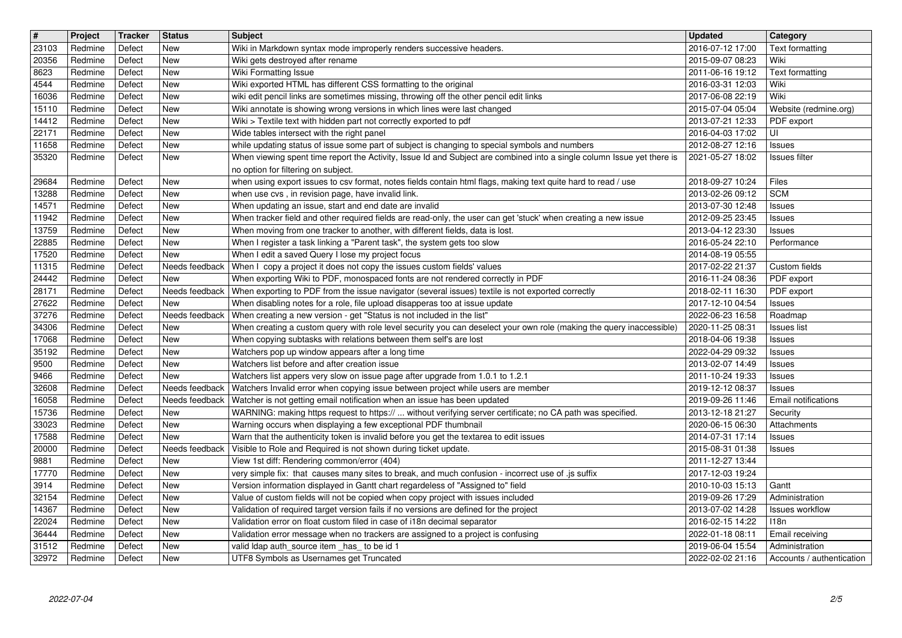| # | Project | Tracker | Status | Subject | Updated | Category |
| --- | --- | --- | --- | --- | --- | --- |
| 23103 | Redmine | Defect | New | Wiki in Markdown syntax mode improperly renders successive headers. | 2016-07-12 17:00 | Text formatting |
| 20356 | Redmine | Defect | New | Wiki gets destroyed after rename | 2015-09-07 08:23 | Wiki |
| 8623 | Redmine | Defect | New | Wiki Formatting Issue | 2011-06-16 19:12 | Text formatting |
| 4544 | Redmine | Defect | New | Wiki exported HTML has different CSS formatting to the original | 2016-03-31 12:03 | Wiki |
| 16036 | Redmine | Defect | New | wiki edit pencil links are sometimes missing, throwing off the other pencil edit links | 2017-06-08 22:19 | Wiki |
| 15110 | Redmine | Defect | New | Wiki annotate is showing wrong versions in which lines were last changed | 2015-07-04 05:04 | Website (redmine.org) |
| 14412 | Redmine | Defect | New | Wiki > Textile text with hidden part not correctly exported to pdf | 2013-07-21 12:33 | PDF export |
| 22171 | Redmine | Defect | New | Wide tables intersect with the right panel | 2016-04-03 17:02 | UI |
| 11658 | Redmine | Defect | New | while updating status of issue some part of subject is changing to special symbols and numbers | 2012-08-27 12:16 | Issues |
| 35320 | Redmine | Defect | New | When viewing spent time report the Activity, Issue Id and Subject are combined into a single column Issue yet there is no option for filtering on subject. | 2021-05-27 18:02 | Issues filter |
| 29684 | Redmine | Defect | New | when using export issues to csv format, notes fields contain html flags, making text quite hard to read / use | 2018-09-27 10:24 | Files |
| 13288 | Redmine | Defect | New | when use cvs , in revision page, have invalid link. | 2013-02-26 09:12 | SCM |
| 14571 | Redmine | Defect | New | When updating an issue, start and end date are invalid | 2013-07-30 12:48 | Issues |
| 11942 | Redmine | Defect | New | When tracker field and other required fields are read-only, the user can get 'stuck' when creating a new issue | 2012-09-25 23:45 | Issues |
| 13759 | Redmine | Defect | New | When moving from one tracker to another, with different fields, data is lost. | 2013-04-12 23:30 | Issues |
| 22885 | Redmine | Defect | New | When I register a task linking a "Parent task", the system gets too slow | 2016-05-24 22:10 | Performance |
| 17520 | Redmine | Defect | New | When I edit a saved Query I lose my project focus | 2014-08-19 05:55 | |
| 11315 | Redmine | Defect | Needs feedback | When I copy a project it does not copy the issues custom fields' values | 2017-02-22 21:37 | Custom fields |
| 24442 | Redmine | Defect | New | When exporting Wiki to PDF, monospaced fonts are not rendered correctly in PDF | 2016-11-24 08:36 | PDF export |
| 28171 | Redmine | Defect | Needs feedback | When exporting to PDF from the issue navigator (several issues) textile is not exported correctly | 2018-02-11 16:30 | PDF export |
| 27622 | Redmine | Defect | New | When disabling notes for a role, file upload disapperas too at issue update | 2017-12-10 04:54 | Issues |
| 37276 | Redmine | Defect | Needs feedback | When creating a new version - get "Status is not included in the list" | 2022-06-23 16:58 | Roadmap |
| 34306 | Redmine | Defect | New | When creating a custom query with role level security you can deselect your own role (making the query inaccessible) | 2020-11-25 08:31 | Issues list |
| 17068 | Redmine | Defect | New | When copying subtasks with relations between them self's are lost | 2018-04-06 19:38 | Issues |
| 35192 | Redmine | Defect | New | Watchers pop up window appears after a long time | 2022-04-29 09:32 | Issues |
| 9500 | Redmine | Defect | New | Watchers list before and after creation issue | 2013-02-07 14:49 | Issues |
| 9466 | Redmine | Defect | New | Watchers list appers very slow on issue page after upgrade from 1.0.1 to 1.2.1 | 2011-10-24 19:33 | Issues |
| 32608 | Redmine | Defect | Needs feedback | Watchers Invalid error when copying issue between project while users are member | 2019-12-12 08:37 | Issues |
| 16058 | Redmine | Defect | Needs feedback | Watcher is not getting email notification when an issue has been updated | 2019-09-26 11:46 | Email notifications |
| 15736 | Redmine | Defect | New | WARNING: making https request to https:// ... without verifying server certificate; no CA path was specified. | 2013-12-18 21:27 | Security |
| 33023 | Redmine | Defect | New | Warning occurs when displaying a few exceptional PDF thumbnail | 2020-06-15 06:30 | Attachments |
| 17588 | Redmine | Defect | New | Warn that the authenticity token is invalid before you get the textarea to edit issues | 2014-07-31 17:14 | Issues |
| 20000 | Redmine | Defect | Needs feedback | Visible to Role and Required is not shown during ticket update. | 2015-08-31 01:38 | Issues |
| 9881 | Redmine | Defect | New | View 1st diff: Rendering common/error (404) | 2011-12-27 13:44 | |
| 17770 | Redmine | Defect | New | very simple fix: that causes many sites to break, and much confusion - incorrect use of .js suffix | 2017-12-03 19:24 | |
| 3914 | Redmine | Defect | New | Version information displayed in Gantt chart regardeless of "Assigned to" field | 2010-10-03 15:13 | Gantt |
| 32154 | Redmine | Defect | New | Value of custom fields will not be copied when copy project with issues included | 2019-09-26 17:29 | Administration |
| 14367 | Redmine | Defect | New | Validation of required target version fails if no versions are defined for the project | 2013-07-02 14:28 | Issues workflow |
| 22024 | Redmine | Defect | New | Validation error on float custom filed in case of i18n decimal separator | 2016-02-15 14:22 | I18n |
| 36444 | Redmine | Defect | New | Validation error message when no trackers are assigned to a project is confusing | 2022-01-18 08:11 | Email receiving |
| 31512 | Redmine | Defect | New | valid ldap auth_source item _has_ to be id 1 | 2019-06-04 15:54 | Administration |
| 32972 | Redmine | Defect | New | UTF8 Symbols as Usernames get Truncated | 2022-02-02 21:16 | Accounts / authentication |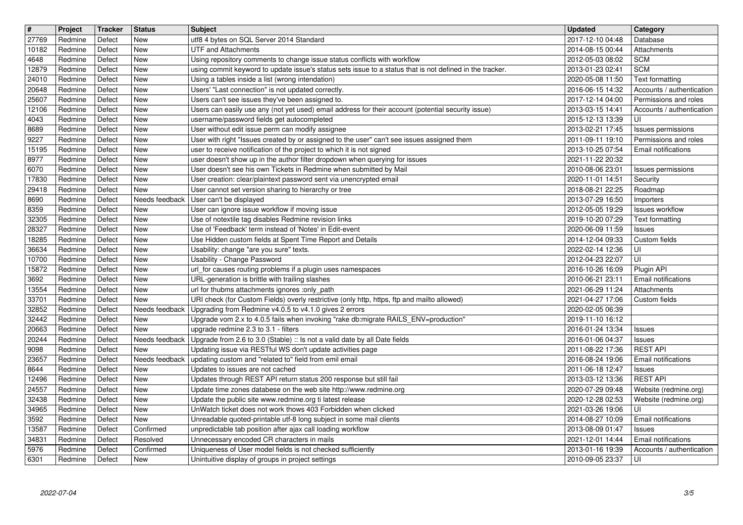| # | Project | Tracker | Status | Subject | Updated | Category |
|---|---|---|---|---|---|---|
| 27769 | Redmine | Defect | New | utf8 4 bytes on SQL Server 2014 Standard | 2017-12-10 04:48 | Database |
| 10182 | Redmine | Defect | New | UTF and Attachments | 2014-08-15 00:44 | Attachments |
| 4648 | Redmine | Defect | New | Using repository comments to change issue status conflicts with workflow | 2012-05-03 08:02 | SCM |
| 12879 | Redmine | Defect | New | using commit keyword to update issue's status sets issue to a status that is not defined in the tracker. | 2013-01-23 02:41 | SCM |
| 24010 | Redmine | Defect | New | Using a tables inside a list (wrong intendation) | 2020-05-08 11:50 | Text formatting |
| 20648 | Redmine | Defect | New | Users' "Last connection" is not updated correctly. | 2016-06-15 14:32 | Accounts / authentication |
| 25607 | Redmine | Defect | New | Users can't see issues they've been assigned to. | 2017-12-14 04:00 | Permissions and roles |
| 12106 | Redmine | Defect | New | Users can easily use any (not yet used) email address for their account (potential security issue) | 2013-03-15 14:41 | Accounts / authentication |
| 4043 | Redmine | Defect | New | username/password fields get autocompleted | 2015-12-13 13:39 | UI |
| 8689 | Redmine | Defect | New | User without edit issue perm can modify assignee | 2013-02-21 17:45 | Issues permissions |
| 9227 | Redmine | Defect | New | User with right "Issues created by or assigned to the user" can't see issues assigned them | 2011-09-11 19:10 | Permissions and roles |
| 15195 | Redmine | Defect | New | user to receive notification of the project to which it is not signed | 2013-10-25 07:54 | Email notifications |
| 8977 | Redmine | Defect | New | user doesn't show up in the author filter dropdown when querying for issues | 2021-11-22 20:32 | |
| 6070 | Redmine | Defect | New | User doesn't see his own Tickets in Redmine when submitted by Mail | 2010-08-06 23:01 | Issues permissions |
| 17830 | Redmine | Defect | New | User creation: clear/plaintext password sent via unencrypted email | 2020-11-01 14:51 | Security |
| 29418 | Redmine | Defect | New | User cannot set version sharing to hierarchy or tree | 2018-08-21 22:25 | Roadmap |
| 8690 | Redmine | Defect | Needs feedback | User can't be displayed | 2013-07-29 16:50 | Importers |
| 8359 | Redmine | Defect | New | User can ignore issue workflow if moving issue | 2012-05-05 19:29 | Issues workflow |
| 32305 | Redmine | Defect | New | Use of notextile tag disables Redmine revision links | 2019-10-20 07:29 | Text formatting |
| 28327 | Redmine | Defect | New | Use of 'Feedback' term instead of 'Notes' in Edit-event | 2020-06-09 11:59 | Issues |
| 18285 | Redmine | Defect | New | Use Hidden custom fields at Spent Time Report and Details | 2014-12-04 09:33 | Custom fields |
| 36634 | Redmine | Defect | New | Usability: change "are you sure" texts. | 2022-02-14 12:36 | UI |
| 10700 | Redmine | Defect | New | Usability - Change Password | 2012-04-23 22:07 | UI |
| 15872 | Redmine | Defect | New | url_for causes routing problems if a plugin uses namespaces | 2016-10-26 16:09 | Plugin API |
| 3692 | Redmine | Defect | New | URL-generation is brittle with trailing slashes | 2010-06-21 23:11 | Email notifications |
| 13554 | Redmine | Defect | New | url for thubms attachments ignores :only_path | 2021-06-29 11:24 | Attachments |
| 33701 | Redmine | Defect | New | URI check (for Custom Fields) overly restrictive (only http, https, ftp and mailto allowed) | 2021-04-27 17:06 | Custom fields |
| 32852 | Redmine | Defect | Needs feedback | Upgrading from Redmine v4.0.5 to v4.1.0 gives 2 errors | 2020-02-05 06:39 | |
| 32442 | Redmine | Defect | New | Upgrade vom 2.x to 4.0.5 fails when invoking "rake db:migrate RAILS_ENV=production" | 2019-11-10 16:12 | |
| 20663 | Redmine | Defect | New | upgrade redmine 2.3 to 3.1 - filters | 2016-01-24 13:34 | Issues |
| 20244 | Redmine | Defect | Needs feedback | Upgrade from 2.6 to 3.0 (Stable) :: Is not a valid date by all Date fields | 2016-01-06 04:37 | Issues |
| 9098 | Redmine | Defect | New | Updating issue via RESTful WS don't update activities page | 2011-08-22 17:36 | REST API |
| 23657 | Redmine | Defect | Needs feedback | updating custom and "related to" field from emil email | 2016-08-24 19:06 | Email notifications |
| 8644 | Redmine | Defect | New | Updates to issues are not cached | 2011-06-18 12:47 | Issues |
| 12496 | Redmine | Defect | New | Updates through REST API return status 200 response but still fail | 2013-03-12 13:36 | REST API |
| 24557 | Redmine | Defect | New | Update time zones databese on the web site http://www.redmine.org | 2020-07-29 09:48 | Website (redmine.org) |
| 32438 | Redmine | Defect | New | Update the public site www.redmine.org ti latest release | 2020-12-28 02:53 | Website (redmine.org) |
| 34965 | Redmine | Defect | New | UnWatch ticket does not work thows 403 Forbidden when clicked | 2021-03-26 19:06 | UI |
| 3592 | Redmine | Defect | New | Unreadable quoted-printable utf-8 long subject in some mail clients | 2014-08-27 10:09 | Email notifications |
| 13587 | Redmine | Defect | Confirmed | unpredictable tab position after ajax call loading workflow | 2013-08-09 01:47 | Issues |
| 34831 | Redmine | Defect | Resolved | Unnecessary encoded CR characters in mails | 2021-12-01 14:44 | Email notifications |
| 5976 | Redmine | Defect | Confirmed | Uniqueness of User model fields is not checked sufficiently | 2013-01-16 19:39 | Accounts / authentication |
| 6301 | Redmine | Defect | New | Unintuitive display of groups in project settings | 2010-09-05 23:37 | UI |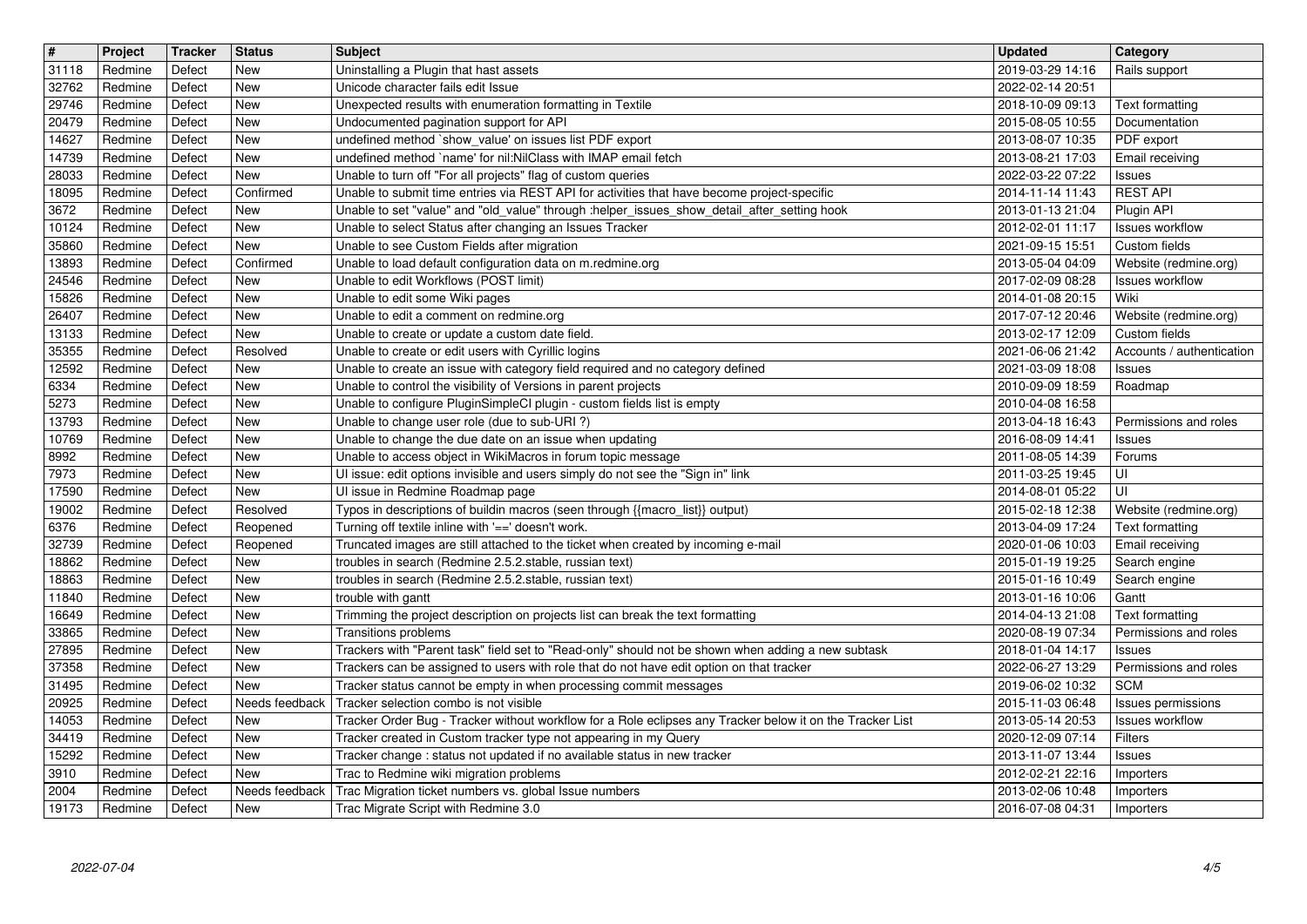| # | Project | Tracker | Status | Subject | Updated | Category |
|---|---|---|---|---|---|---|
| 31118 | Redmine | Defect | New | Uninstalling a Plugin that hast assets | 2019-03-29 14:16 | Rails support |
| 32762 | Redmine | Defect | New | Unicode character fails edit Issue | 2022-02-14 20:51 | |
| 29746 | Redmine | Defect | New | Unexpected results with enumeration formatting in Textile | 2018-10-09 09:13 | Text formatting |
| 20479 | Redmine | Defect | New | Undocumented pagination support for API | 2015-08-05 10:55 | Documentation |
| 14627 | Redmine | Defect | New | undefined method `show_value' on issues list PDF export | 2013-08-07 10:35 | PDF export |
| 14739 | Redmine | Defect | New | undefined method `name' for nil:NilClass with IMAP email fetch | 2013-08-21 17:03 | Email receiving |
| 28033 | Redmine | Defect | New | Unable to turn off "For all projects" flag of custom queries | 2022-03-22 07:22 | Issues |
| 18095 | Redmine | Defect | Confirmed | Unable to submit time entries via REST API for activities that have become project-specific | 2014-11-14 11:43 | REST API |
| 3672 | Redmine | Defect | New | Unable to set "value" and "old_value" through :helper_issues_show_detail_after_setting hook | 2013-01-13 21:04 | Plugin API |
| 10124 | Redmine | Defect | New | Unable to select Status after changing an Issues Tracker | 2012-02-01 11:17 | Issues workflow |
| 35860 | Redmine | Defect | New | Unable to see Custom Fields after migration | 2021-09-15 15:51 | Custom fields |
| 13893 | Redmine | Defect | Confirmed | Unable to load default configuration data on m.redmine.org | 2013-05-04 04:09 | Website (redmine.org) |
| 24546 | Redmine | Defect | New | Unable to edit Workflows (POST limit) | 2017-02-09 08:28 | Issues workflow |
| 15826 | Redmine | Defect | New | Unable to edit some Wiki pages | 2014-01-08 20:15 | Wiki |
| 26407 | Redmine | Defect | New | Unable to edit a comment on redmine.org | 2017-07-12 20:46 | Website (redmine.org) |
| 13133 | Redmine | Defect | New | Unable to create or update a custom date field. | 2013-02-17 12:09 | Custom fields |
| 35355 | Redmine | Defect | Resolved | Unable to create or edit users with Cyrillic logins | 2021-06-06 21:42 | Accounts / authentication |
| 12592 | Redmine | Defect | New | Unable to create an issue with category field required and no category defined | 2021-03-09 18:08 | Issues |
| 6334 | Redmine | Defect | New | Unable to control the visibility of Versions in parent projects | 2010-09-09 18:59 | Roadmap |
| 5273 | Redmine | Defect | New | Unable to configure PluginSimpleCI plugin - custom fields list is empty | 2010-04-08 16:58 | |
| 13793 | Redmine | Defect | New | Unable to change user role (due to sub-URI ?) | 2013-04-18 16:43 | Permissions and roles |
| 10769 | Redmine | Defect | New | Unable to change the due date on an issue when updating | 2016-08-09 14:41 | Issues |
| 8992 | Redmine | Defect | New | Unable to access object in WikiMacros in forum topic message | 2011-08-05 14:39 | Forums |
| 7973 | Redmine | Defect | New | UI issue: edit options invisible and users simply do not see the "Sign in" link | 2011-03-25 19:45 | UI |
| 17590 | Redmine | Defect | New | UI issue in Redmine Roadmap page | 2014-08-01 05:22 | UI |
| 19002 | Redmine | Defect | Resolved | Typos in descriptions of buildin macros (seen through {{macro_list}} output) | 2015-02-18 12:38 | Website (redmine.org) |
| 6376 | Redmine | Defect | Reopened | Turning off textile inline with '==' doesn't work. | 2013-04-09 17:24 | Text formatting |
| 32739 | Redmine | Defect | Reopened | Truncated images are still attached to the ticket when created by incoming e-mail | 2020-01-06 10:03 | Email receiving |
| 18862 | Redmine | Defect | New | troubles in search (Redmine 2.5.2.stable, russian text) | 2015-01-19 19:25 | Search engine |
| 18863 | Redmine | Defect | New | troubles in search (Redmine 2.5.2.stable, russian text) | 2015-01-16 10:49 | Search engine |
| 11840 | Redmine | Defect | New | trouble with gantt | 2013-01-16 10:06 | Gantt |
| 16649 | Redmine | Defect | New | Trimming the project description on projects list can break the text formatting | 2014-04-13 21:08 | Text formatting |
| 33865 | Redmine | Defect | New | Transitions problems | 2020-08-19 07:34 | Permissions and roles |
| 27895 | Redmine | Defect | New | Trackers with "Parent task" field set to "Read-only" should not be shown when adding a new subtask | 2018-01-04 14:17 | Issues |
| 37358 | Redmine | Defect | New | Trackers can be assigned to users with role that do not have edit option on that tracker | 2022-06-27 13:29 | Permissions and roles |
| 31495 | Redmine | Defect | New | Tracker status cannot be empty in when processing commit messages | 2019-06-02 10:32 | SCM |
| 20925 | Redmine | Defect | Needs feedback | Tracker selection combo is not visible | 2015-11-03 06:48 | Issues permissions |
| 14053 | Redmine | Defect | New | Tracker Order Bug - Tracker without workflow for a Role eclipses any Tracker below it on the Tracker List | 2013-05-14 20:53 | Issues workflow |
| 34419 | Redmine | Defect | New | Tracker created in Custom tracker type not appearing in my Query | 2020-12-09 07:14 | Filters |
| 15292 | Redmine | Defect | New | Tracker change : status not updated if no available status in new tracker | 2013-11-07 13:44 | Issues |
| 3910 | Redmine | Defect | New | Trac to Redmine wiki migration problems | 2012-02-21 22:16 | Importers |
| 2004 | Redmine | Defect | Needs feedback | Trac Migration ticket numbers vs. global Issue numbers | 2013-02-06 10:48 | Importers |
| 19173 | Redmine | Defect | New | Trac Migrate Script with Redmine 3.0 | 2016-07-08 04:31 | Importers |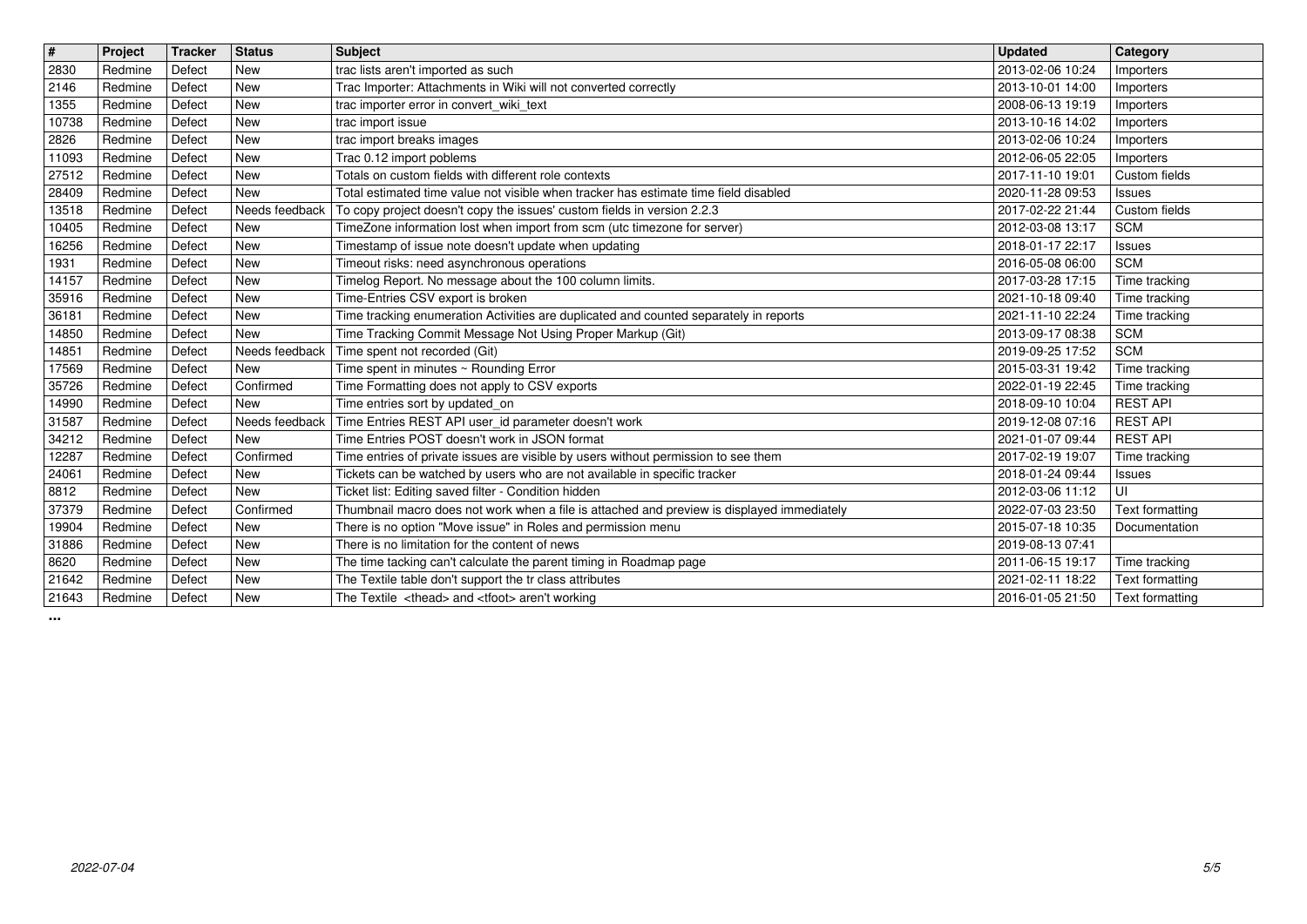| # | Project | Tracker | Status | Subject | Updated | Category |
|---|---|---|---|---|---|---|
| 2830 | Redmine | Defect | New | trac lists aren't imported as such | 2013-02-06 10:24 | Importers |
| 2146 | Redmine | Defect | New | Trac Importer: Attachments in Wiki will not converted correctly | 2013-10-01 14:00 | Importers |
| 1355 | Redmine | Defect | New | trac importer error in convert_wiki_text | 2008-06-13 19:19 | Importers |
| 10738 | Redmine | Defect | New | trac import issue | 2013-10-16 14:02 | Importers |
| 2826 | Redmine | Defect | New | trac import breaks images | 2013-02-06 10:24 | Importers |
| 11093 | Redmine | Defect | New | Trac 0.12 import poblems | 2012-06-05 22:05 | Importers |
| 27512 | Redmine | Defect | New | Totals on custom fields with different role contexts | 2017-11-10 19:01 | Custom fields |
| 28409 | Redmine | Defect | New | Total estimated time value not visible when tracker has estimate time field disabled | 2020-11-28 09:53 | Issues |
| 13518 | Redmine | Defect | Needs feedback | To copy project doesn't copy the issues' custom fields in version 2.2.3 | 2017-02-22 21:44 | Custom fields |
| 10405 | Redmine | Defect | New | TimeZone information lost when import from scm (utc timezone for server) | 2012-03-08 13:17 | SCM |
| 16256 | Redmine | Defect | New | Timestamp of issue note doesn't update when updating | 2018-01-17 22:17 | Issues |
| 1931 | Redmine | Defect | New | Timeout risks: need asynchronous operations | 2016-05-08 06:00 | SCM |
| 14157 | Redmine | Defect | New | Timelog Report. No message about the 100 column limits. | 2017-03-28 17:15 | Time tracking |
| 35916 | Redmine | Defect | New | Time-Entries CSV export is broken | 2021-10-18 09:40 | Time tracking |
| 36181 | Redmine | Defect | New | Time tracking enumeration Activities are duplicated and counted separately in reports | 2021-11-10 22:24 | Time tracking |
| 14850 | Redmine | Defect | New | Time Tracking Commit Message Not Using Proper Markup (Git) | 2013-09-17 08:38 | SCM |
| 14851 | Redmine | Defect | Needs feedback | Time spent not recorded (Git) | 2019-09-25 17:52 | SCM |
| 17569 | Redmine | Defect | New | Time spent in minutes ~ Rounding Error | 2015-03-31 19:42 | Time tracking |
| 35726 | Redmine | Defect | Confirmed | Time Formatting does not apply to CSV exports | 2022-01-19 22:45 | Time tracking |
| 14990 | Redmine | Defect | New | Time entries sort by updated_on | 2018-09-10 10:04 | REST API |
| 31587 | Redmine | Defect | Needs feedback | Time Entries REST API user_id parameter doesn't work | 2019-12-08 07:16 | REST API |
| 34212 | Redmine | Defect | New | Time Entries POST doesn't work in JSON format | 2021-01-07 09:44 | REST API |
| 12287 | Redmine | Defect | Confirmed | Time entries of private issues are visible by users without permission to see them | 2017-02-19 19:07 | Time tracking |
| 24061 | Redmine | Defect | New | Tickets can be watched by users who are not available in specific tracker | 2018-01-24 09:44 | Issues |
| 8812 | Redmine | Defect | New | Ticket list: Editing saved filter - Condition hidden | 2012-03-06 11:12 | UI |
| 37379 | Redmine | Defect | Confirmed | Thumbnail macro does not work when a file is attached and preview is displayed immediately | 2022-07-03 23:50 | Text formatting |
| 19904 | Redmine | Defect | New | There is no option "Move issue" in Roles and permission menu | 2015-07-18 10:35 | Documentation |
| 31886 | Redmine | Defect | New | There is no limitation for the content of news | 2019-08-13 07:41 | |
| 8620 | Redmine | Defect | New | The time tacking can't calculate the parent timing in Roadmap page | 2011-06-15 19:17 | Time tracking |
| 21642 | Redmine | Defect | New | The Textile table don't support the tr class attributes | 2021-02-11 18:22 | Text formatting |
| 21643 | Redmine | Defect | New | The Textile <thead> and <tfoot> aren't working | 2016-01-05 21:50 | Text formatting |

...